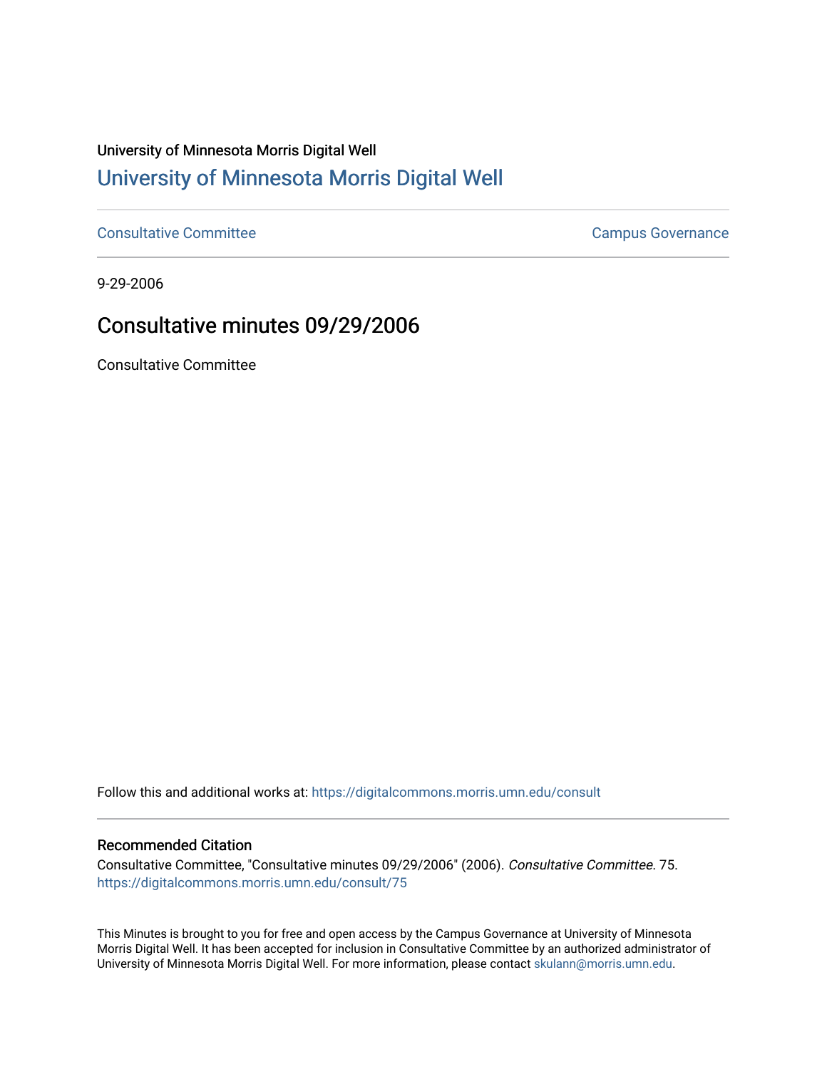University of Minnesota Morris Digital Well

# University of Minnesota Morris Digital Well

Consultative Committee | Campus Governance

9-29-2006

## Consultative minutes 09/29/2006

Consultative Committee

Follow this and additional works at: https://digitalcommons.morris.umn.edu/consult

### Recommended Citation

Consultative Committee, "Consultative minutes 09/29/2006" (2006). *Consultative Committee*. 75.
https://digitalcommons.morris.umn.edu/consult/75

This Minutes is brought to you for free and open access by the Campus Governance at University of Minnesota Morris Digital Well. It has been accepted for inclusion in Consultative Committee by an authorized administrator of University of Minnesota Morris Digital Well. For more information, please contact skulann@morris.umn.edu.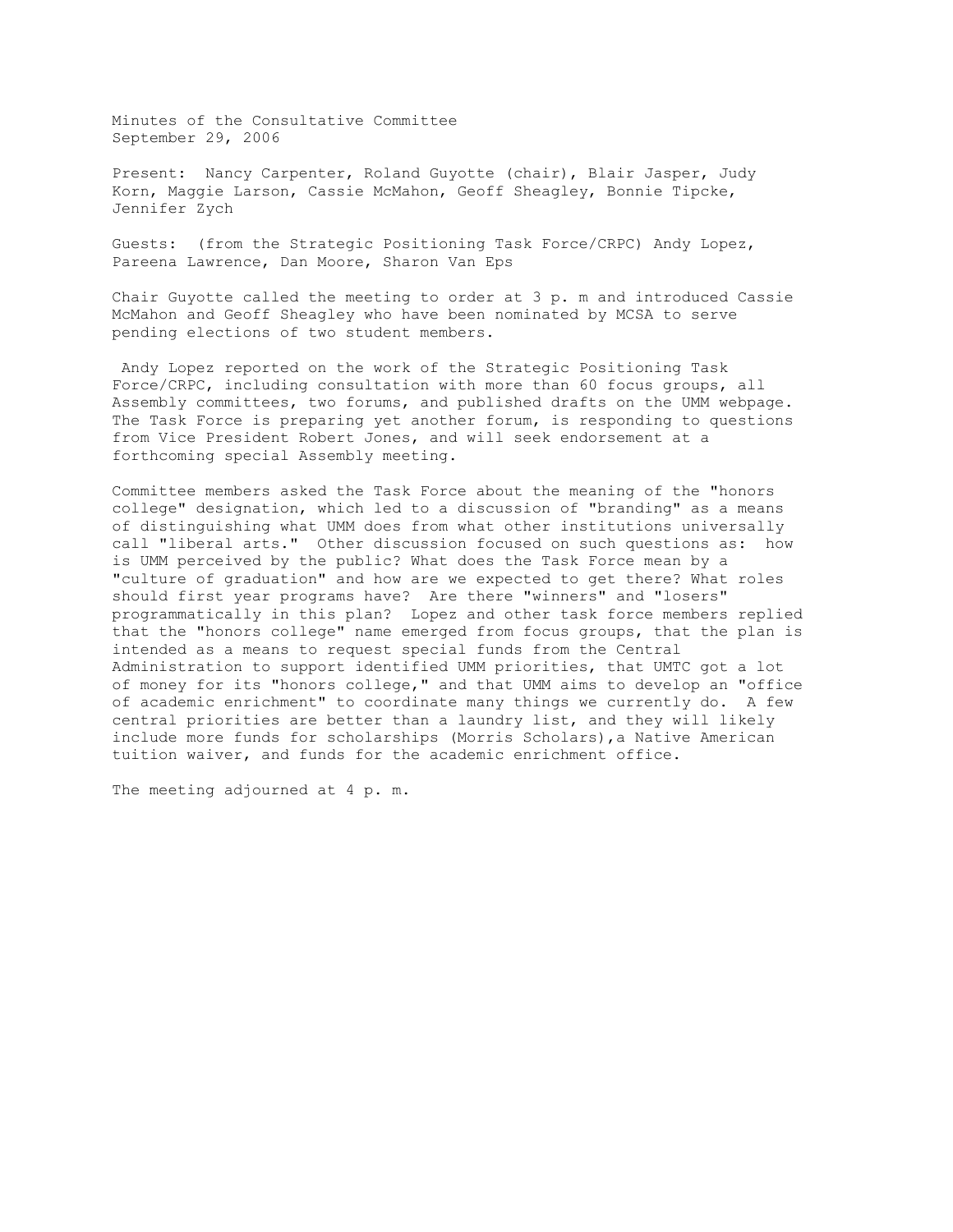Minutes of the Consultative Committee
September 29, 2006

Present: Nancy Carpenter, Roland Guyotte (chair), Blair Jasper, Judy Korn, Maggie Larson, Cassie McMahon, Geoff Sheagley, Bonnie Tipcke, Jennifer Zych

Guests: (from the Strategic Positioning Task Force/CRPC) Andy Lopez, Pareena Lawrence, Dan Moore, Sharon Van Eps

Chair Guyotte called the meeting to order at 3 p. m and introduced Cassie McMahon and Geoff Sheagley who have been nominated by MCSA to serve pending elections of two student members.

Andy Lopez reported on the work of the Strategic Positioning Task Force/CRPC, including consultation with more than 60 focus groups, all Assembly committees, two forums, and published drafts on the UMM webpage. The Task Force is preparing yet another forum, is responding to questions from Vice President Robert Jones, and will seek endorsement at a forthcoming special Assembly meeting.

Committee members asked the Task Force about the meaning of the "honors college" designation, which led to a discussion of "branding" as a means of distinguishing what UMM does from what other institutions universally call "liberal arts." Other discussion focused on such questions as: how is UMM perceived by the public? What does the Task Force mean by a "culture of graduation" and how are we expected to get there? What roles should first year programs have? Are there "winners" and "losers" programmatically in this plan? Lopez and other task force members replied that the "honors college" name emerged from focus groups, that the plan is intended as a means to request special funds from the Central Administration to support identified UMM priorities, that UMTC got a lot of money for its "honors college," and that UMM aims to develop an "office of academic enrichment" to coordinate many things we currently do. A few central priorities are better than a laundry list, and they will likely include more funds for scholarships (Morris Scholars),a Native American tuition waiver, and funds for the academic enrichment office.

The meeting adjourned at 4 p. m.